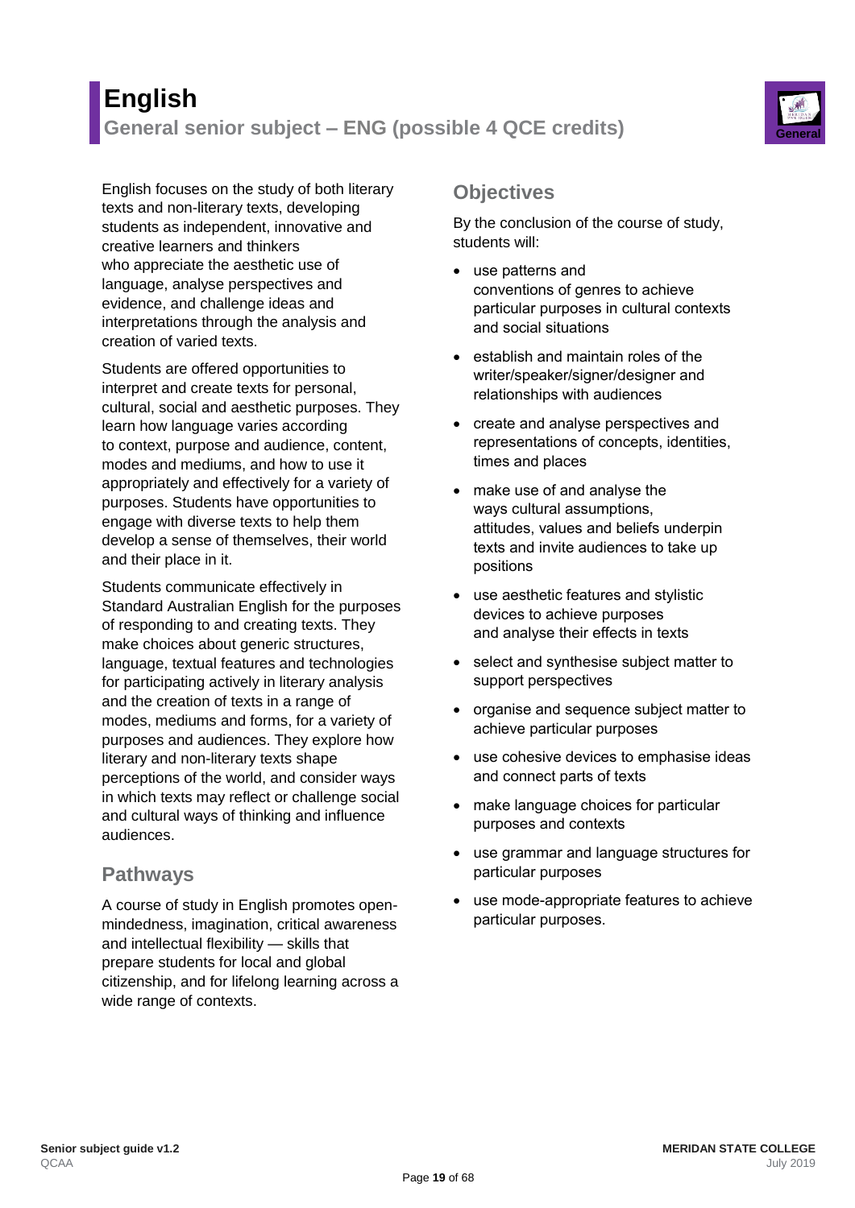# English

## General senior subject – ENG (possible 4 QCE credits)

English focuses on the study of both literary texts and non-literary texts, developing students as independent, innovative and creative learners and thinkers who appreciate the aesthetic use of language, analyse perspectives and evidence, and challenge ideas and interpretations through the analysis and creation of varied texts.

Students are offered opportunities to interpret and create texts for personal, cultural, social and aesthetic purposes. They learn how language varies according to context, purpose and audience, content, modes and mediums, and how to use it appropriately and effectively for a variety of purposes. Students have opportunities to engage with diverse texts to help them develop a sense of themselves, their world and their place in it.

Students communicate effectively in Standard Australian English for the purposes of responding to and creating texts. They make choices about generic structures, language, textual features and technologies for participating actively in literary analysis and the creation of texts in a range of modes, mediums and forms, for a variety of purposes and audiences. They explore how literary and non-literary texts shape perceptions of the world, and consider ways in which texts may reflect or challenge social and cultural ways of thinking and influence audiences.

### Pathways

A course of study in English promotes open-mindedness, imagination, critical awareness and intellectual flexibility — skills that prepare students for local and global citizenship, and for lifelong learning across a wide range of contexts.

### Objectives

By the conclusion of the course of study, students will:

- use patterns and conventions of genres to achieve particular purposes in cultural contexts and social situations
- establish and maintain roles of the writer/speaker/signer/designer and relationships with audiences
- create and analyse perspectives and representations of concepts, identities, times and places
- make use of and analyse the ways cultural assumptions, attitudes, values and beliefs underpin texts and invite audiences to take up positions
- use aesthetic features and stylistic devices to achieve purposes and analyse their effects in texts
- select and synthesise subject matter to support perspectives
- organise and sequence subject matter to achieve particular purposes
- use cohesive devices to emphasise ideas and connect parts of texts
- make language choices for particular purposes and contexts
- use grammar and language structures for particular purposes
- use mode-appropriate features to achieve particular purposes.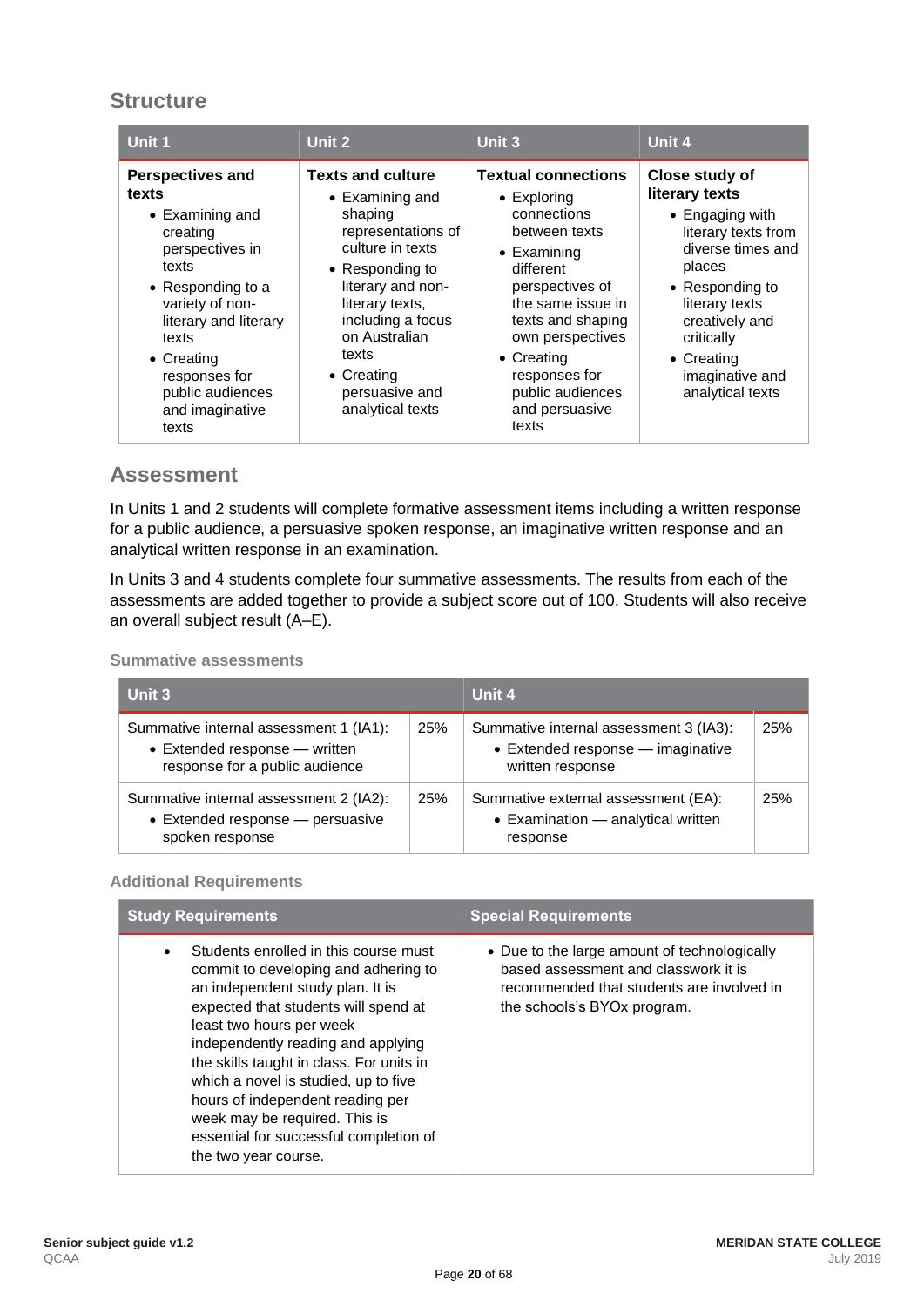## Structure

| Unit 1 | Unit 2 | Unit 3 | Unit 4 |
|---|---|---|---|
| **Perspectives and texts**<br>• Examining and creating perspectives in texts<br>• Responding to a variety of non-literary and literary texts<br>• Creating responses for public audiences and imaginative texts | **Texts and culture**<br>• Examining and shaping representations of culture in texts<br>• Responding to literary and non-literary texts, including a focus on Australian texts<br>• Creating persuasive and analytical texts | **Textual connections**<br>• Exploring connections between texts<br>• Examining different perspectives of the same issue in texts and shaping own perspectives<br>• Creating responses for public audiences and persuasive texts | **Close study of literary texts**<br>• Engaging with literary texts from diverse times and places<br>• Responding to literary texts creatively and critically<br>• Creating imaginative and analytical texts |

## Assessment

In Units 1 and 2 students will complete formative assessment items including a written response for a public audience, a persuasive spoken response, an imaginative written response and an analytical written response in an examination.

In Units 3 and 4 students complete four summative assessments. The results from each of the assessments are added together to provide a subject score out of 100. Students will also receive an overall subject result (A–E).

### Summative assessments

| Unit 3 | | Unit 4 | |
|---|---|---|---|
| Summative internal assessment 1 (IA1):<br>• Extended response — written response for a public audience | 25% | Summative internal assessment 3 (IA3):<br>• Extended response — imaginative written response | 25% |
| Summative internal assessment 2 (IA2):<br>• Extended response — persuasive spoken response | 25% | Summative external assessment (EA):<br>• Examination — analytical written response | 25% |

### Additional Requirements

| Study Requirements | Special Requirements |
|---|---|
| • Students enrolled in this course must commit to developing and adhering to an independent study plan. It is expected that students will spend at least two hours per week independently reading and applying the skills taught in class. For units in which a novel is studied, up to five hours of independent reading per week may be required. This is essential for successful completion of the two year course. | • Due to the large amount of technologically based assessment and classwork it is recommended that students are involved in the schools's BYOx program. |